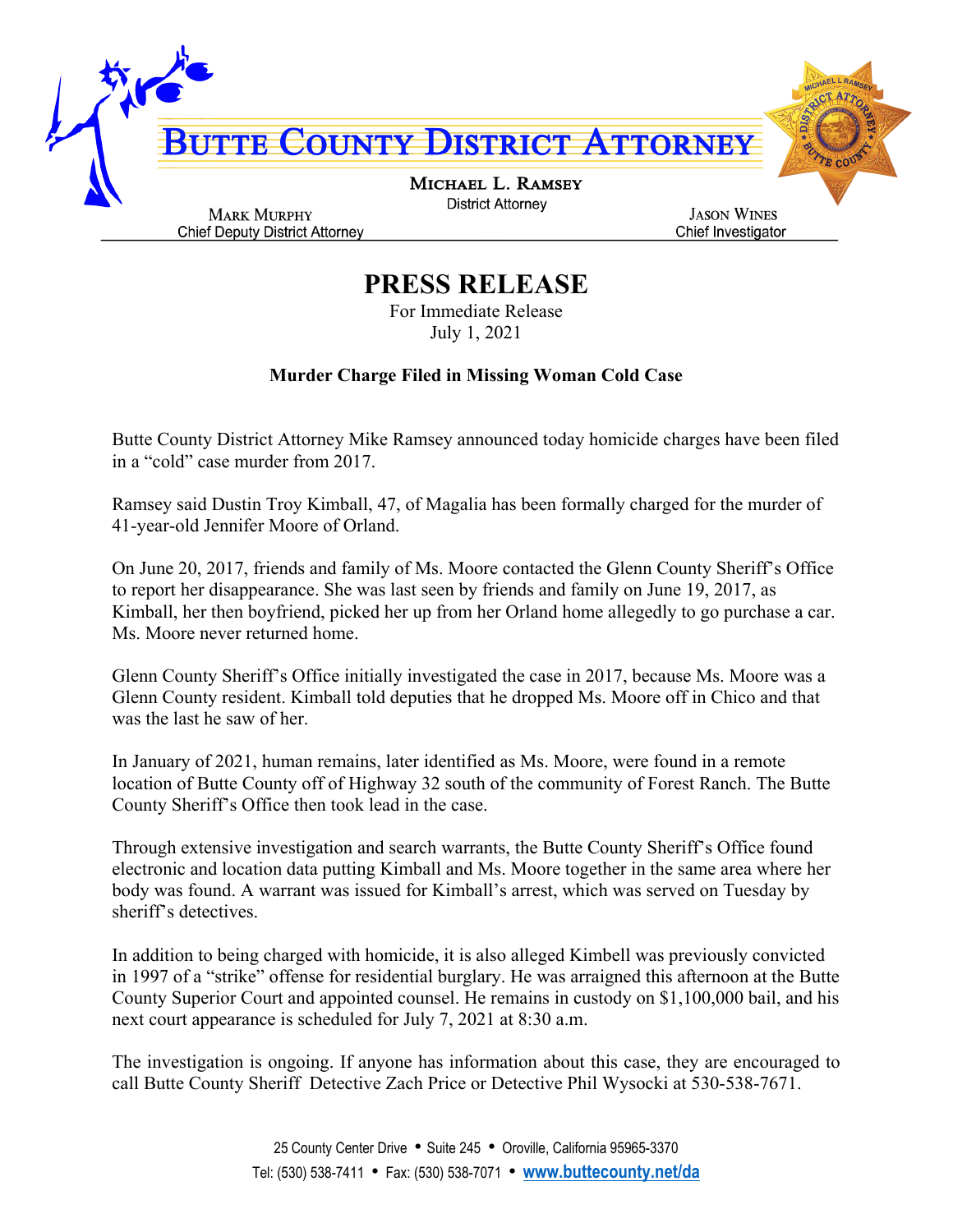# Butte County District Attorney

**Michael L. Ramsey**
District Attorney

**Mark Murphy**
Chief Deputy District Attorney

**Jason Wines**
Chief Investigator

## PRESS RELEASE

For Immediate Release
July 1, 2021

### Murder Charge Filed in Missing Woman Cold Case

Butte County District Attorney Mike Ramsey announced today homicide charges have been filed in a "cold" case murder from 2017.

Ramsey said Dustin Troy Kimball, 47, of Magalia has been formally charged for the murder of 41-year-old Jennifer Moore of Orland.

On June 20, 2017, friends and family of Ms. Moore contacted the Glenn County Sheriff's Office to report her disappearance. She was last seen by friends and family on June 19, 2017, as Kimball, her then boyfriend, picked her up from her Orland home allegedly to go purchase a car. Ms. Moore never returned home.

Glenn County Sheriff's Office initially investigated the case in 2017, because Ms. Moore was a Glenn County resident. Kimball told deputies that he dropped Ms. Moore off in Chico and that was the last he saw of her.

In January of 2021, human remains, later identified as Ms. Moore, were found in a remote location of Butte County off of Highway 32 south of the community of Forest Ranch. The Butte County Sheriff's Office then took lead in the case.

Through extensive investigation and search warrants, the Butte County Sheriff's Office found electronic and location data putting Kimball and Ms. Moore together in the same area where her body was found. A warrant was issued for Kimball's arrest, which was served on Tuesday by sheriff's detectives.

In addition to being charged with homicide, it is also alleged Kimbell was previously convicted in 1997 of a "strike" offense for residential burglary. He was arraigned this afternoon at the Butte County Superior Court and appointed counsel. He remains in custody on $1,100,000 bail, and his next court appearance is scheduled for July 7, 2021 at 8:30 a.m.

The investigation is ongoing. If anyone has information about this case, they are encouraged to call Butte County Sheriff Detective Zach Price or Detective Phil Wysocki at 530-538-7671.

25 County Center Drive • Suite 245 • Oroville, California 95965-3370
Tel: (530) 538-7411 • Fax: (530) 538-7071 • www.buttecounty.net/da